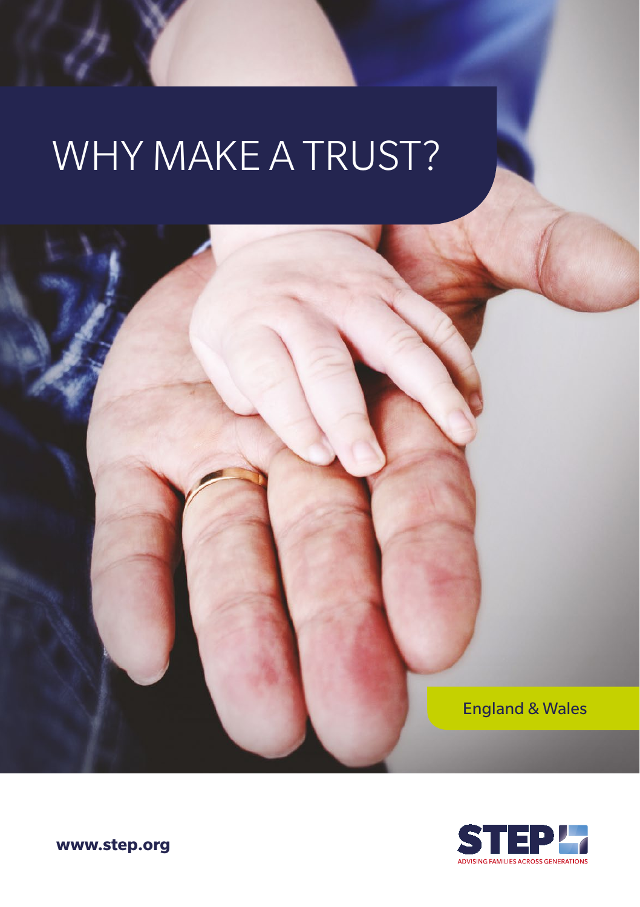# WHY MAKE A TRUST?

England & Wales

www.step.org

STEP

ADVISING FAMILIES ACROSS GENERATIONS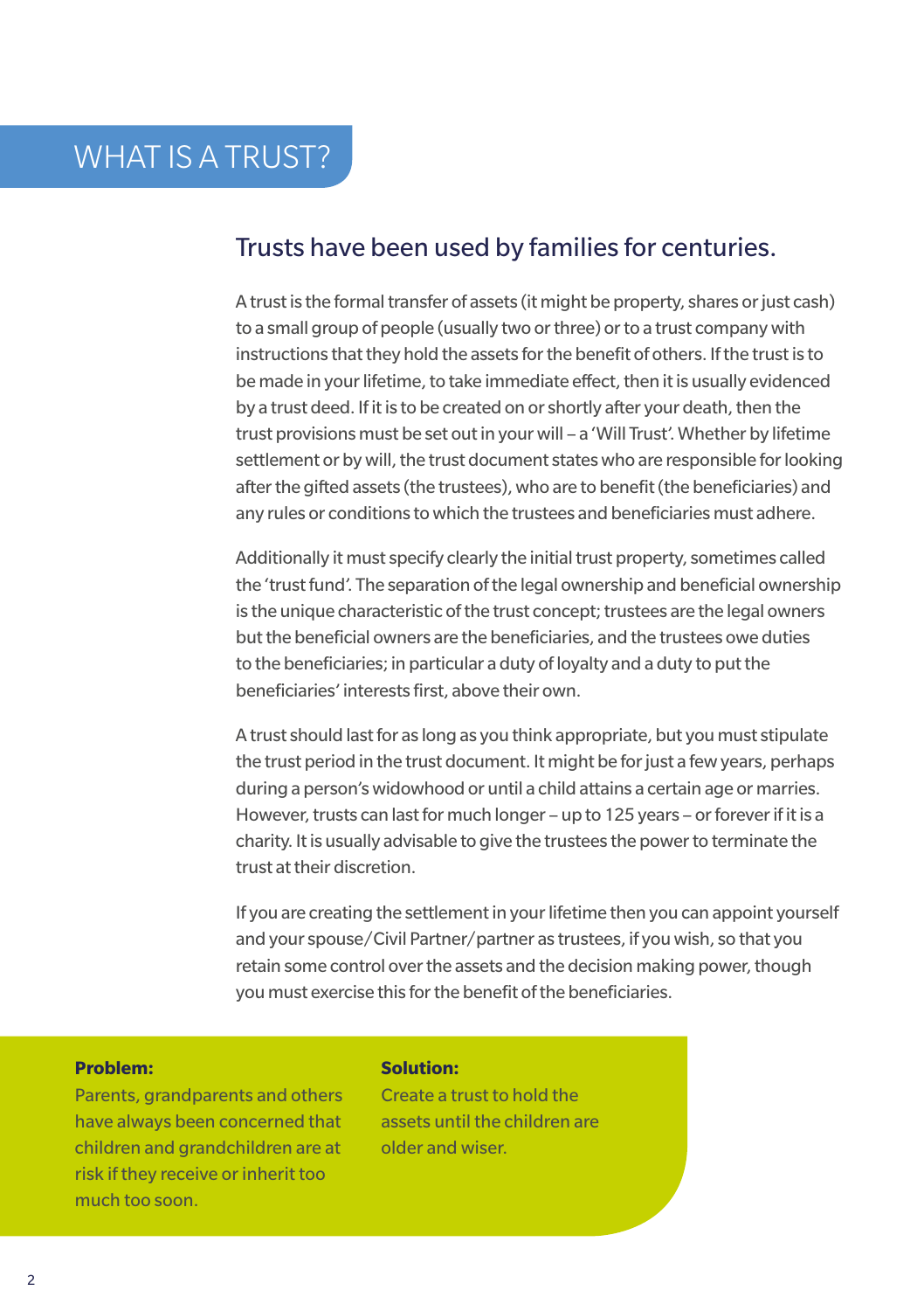# WHAT IS A TRUST?

## Trusts have been used by families for centuries.

A trust is the formal transfer of assets (it might be property, shares or just cash) to a small group of people (usually two or three) or to a trust company with instructions that they hold the assets for the benefit of others. If the trust is to be made in your lifetime, to take immediate effect, then it is usually evidenced by a trust deed. If it is to be created on or shortly after your death, then the trust provisions must be set out in your will – a 'Will Trust'. Whether by lifetime settlement or by will, the trust document states who are responsible for looking after the gifted assets (the trustees), who are to benefit (the beneficiaries) and any rules or conditions to which the trustees and beneficiaries must adhere.

Additionally it must specify clearly the initial trust property, sometimes called the 'trust fund'. The separation of the legal ownership and beneficial ownership is the unique characteristic of the trust concept; trustees are the legal owners but the beneficial owners are the beneficiaries, and the trustees owe duties to the beneficiaries; in particular a duty of loyalty and a duty to put the beneficiaries' interests first, above their own.

A trust should last for as long as you think appropriate, but you must stipulate the trust period in the trust document. It might be for just a few years, perhaps during a person's widowhood or until a child attains a certain age or marries. However, trusts can last for much longer – up to 125 years – or forever if it is a charity. It is usually advisable to give the trustees the power to terminate the trust at their discretion.

If you are creating the settlement in your lifetime then you can appoint yourself and your spouse/Civil Partner/partner as trustees, if you wish, so that you retain some control over the assets and the decision making power, though you must exercise this for the benefit of the beneficiaries.

**Problem:**
Parents, grandparents and others have always been concerned that children and grandchildren are at risk if they receive or inherit too much too soon.

**Solution:**
Create a trust to hold the assets until the children are older and wiser.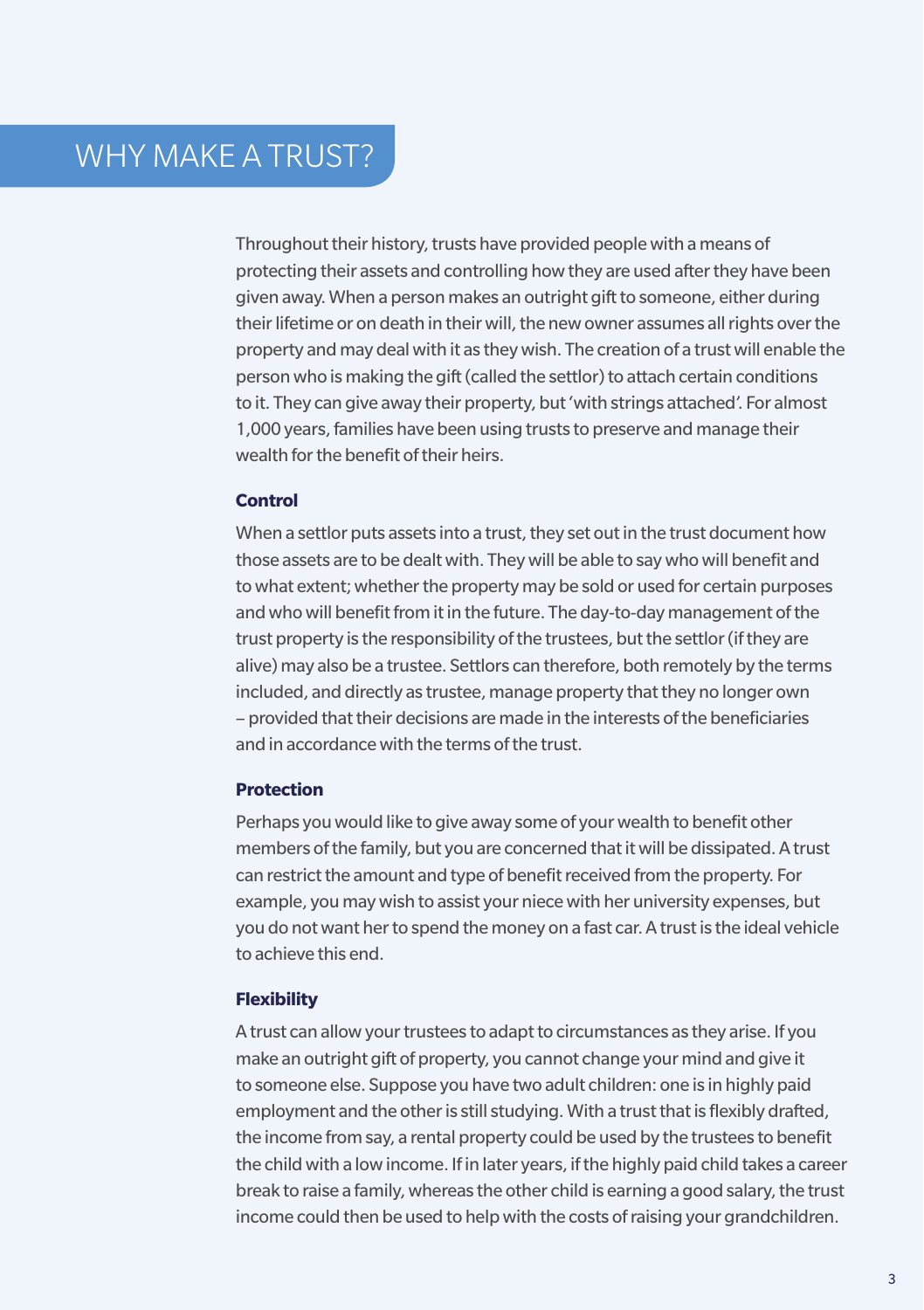# WHY MAKE A TRUST?

Throughout their history, trusts have provided people with a means of protecting their assets and controlling how they are used after they have been given away. When a person makes an outright gift to someone, either during their lifetime or on death in their will, the new owner assumes all rights over the property and may deal with it as they wish. The creation of a trust will enable the person who is making the gift (called the settlor) to attach certain conditions to it. They can give away their property, but 'with strings attached'. For almost 1,000 years, families have been using trusts to preserve and manage their wealth for the benefit of their heirs.

**Control**

When a settlor puts assets into a trust, they set out in the trust document how those assets are to be dealt with. They will be able to say who will benefit and to what extent; whether the property may be sold or used for certain purposes and who will benefit from it in the future. The day-to-day management of the trust property is the responsibility of the trustees, but the settlor (if they are alive) may also be a trustee. Settlors can therefore, both remotely by the terms included, and directly as trustee, manage property that they no longer own – provided that their decisions are made in the interests of the beneficiaries and in accordance with the terms of the trust.

**Protection**

Perhaps you would like to give away some of your wealth to benefit other members of the family, but you are concerned that it will be dissipated. A trust can restrict the amount and type of benefit received from the property. For example, you may wish to assist your niece with her university expenses, but you do not want her to spend the money on a fast car. A trust is the ideal vehicle to achieve this end.

**Flexibility**

A trust can allow your trustees to adapt to circumstances as they arise. If you make an outright gift of property, you cannot change your mind and give it to someone else. Suppose you have two adult children: one is in highly paid employment and the other is still studying. With a trust that is flexibly drafted, the income from say, a rental property could be used by the trustees to benefit the child with a low income. If in later years, if the highly paid child takes a career break to raise a family, whereas the other child is earning a good salary, the trust income could then be used to help with the costs of raising your grandchildren.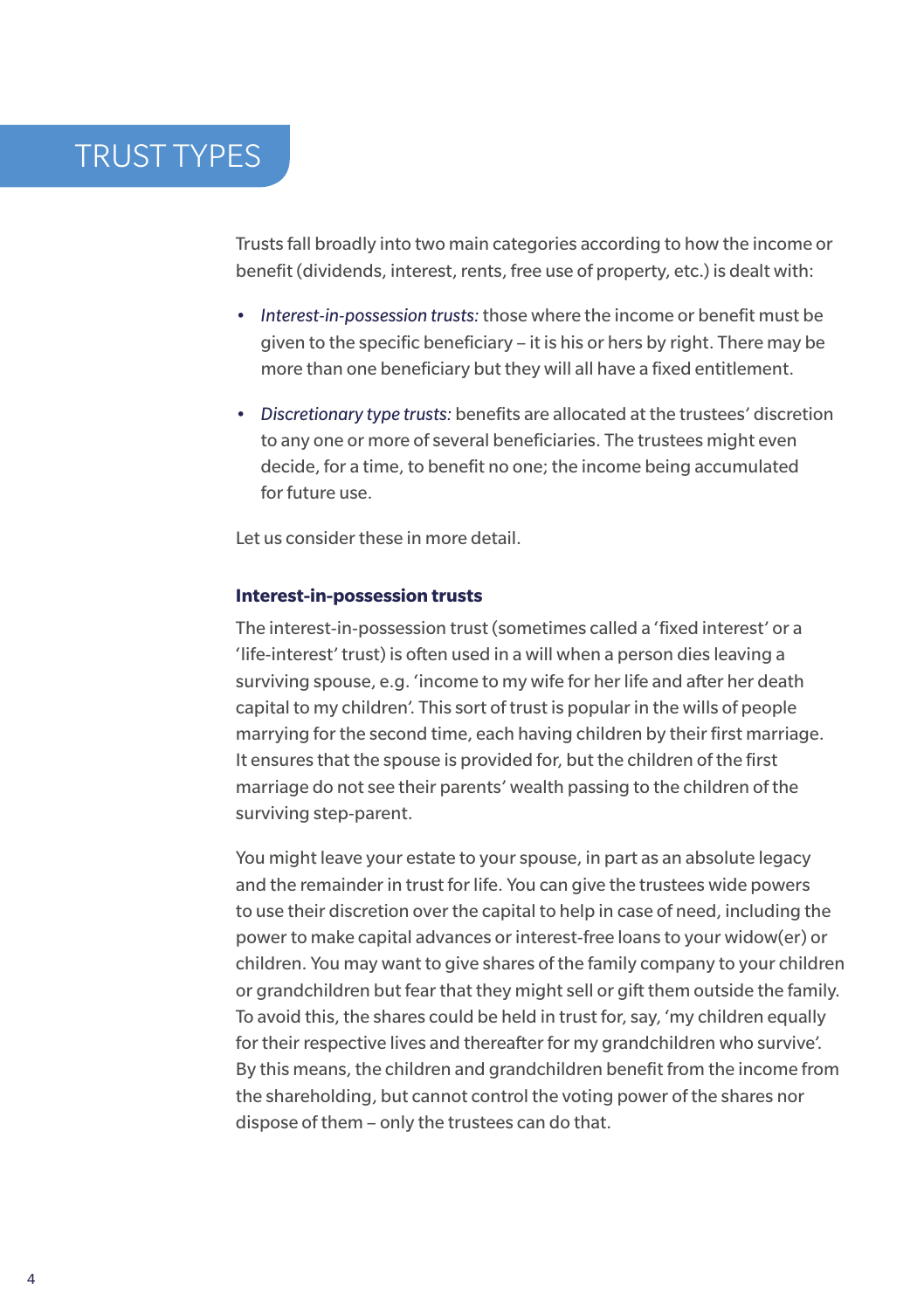# TRUST TYPES

Trusts fall broadly into two main categories according to how the income or benefit (dividends, interest, rents, free use of property, etc.) is dealt with:

- *Interest-in-possession trusts:* those where the income or benefit must be given to the specific beneficiary – it is his or hers by right. There may be more than one beneficiary but they will all have a fixed entitlement.
- *Discretionary type trusts:* benefits are allocated at the trustees' discretion to any one or more of several beneficiaries. The trustees might even decide, for a time, to benefit no one; the income being accumulated for future use.

Let us consider these in more detail.

**Interest-in-possession trusts**

The interest-in-possession trust (sometimes called a 'fixed interest' or a 'life-interest' trust) is often used in a will when a person dies leaving a surviving spouse, e.g. 'income to my wife for her life and after her death capital to my children'. This sort of trust is popular in the wills of people marrying for the second time, each having children by their first marriage. It ensures that the spouse is provided for, but the children of the first marriage do not see their parents' wealth passing to the children of the surviving step-parent.

You might leave your estate to your spouse, in part as an absolute legacy and the remainder in trust for life. You can give the trustees wide powers to use their discretion over the capital to help in case of need, including the power to make capital advances or interest-free loans to your widow(er) or children. You may want to give shares of the family company to your children or grandchildren but fear that they might sell or gift them outside the family. To avoid this, the shares could be held in trust for, say, 'my children equally for their respective lives and thereafter for my grandchildren who survive'. By this means, the children and grandchildren benefit from the income from the shareholding, but cannot control the voting power of the shares nor dispose of them – only the trustees can do that.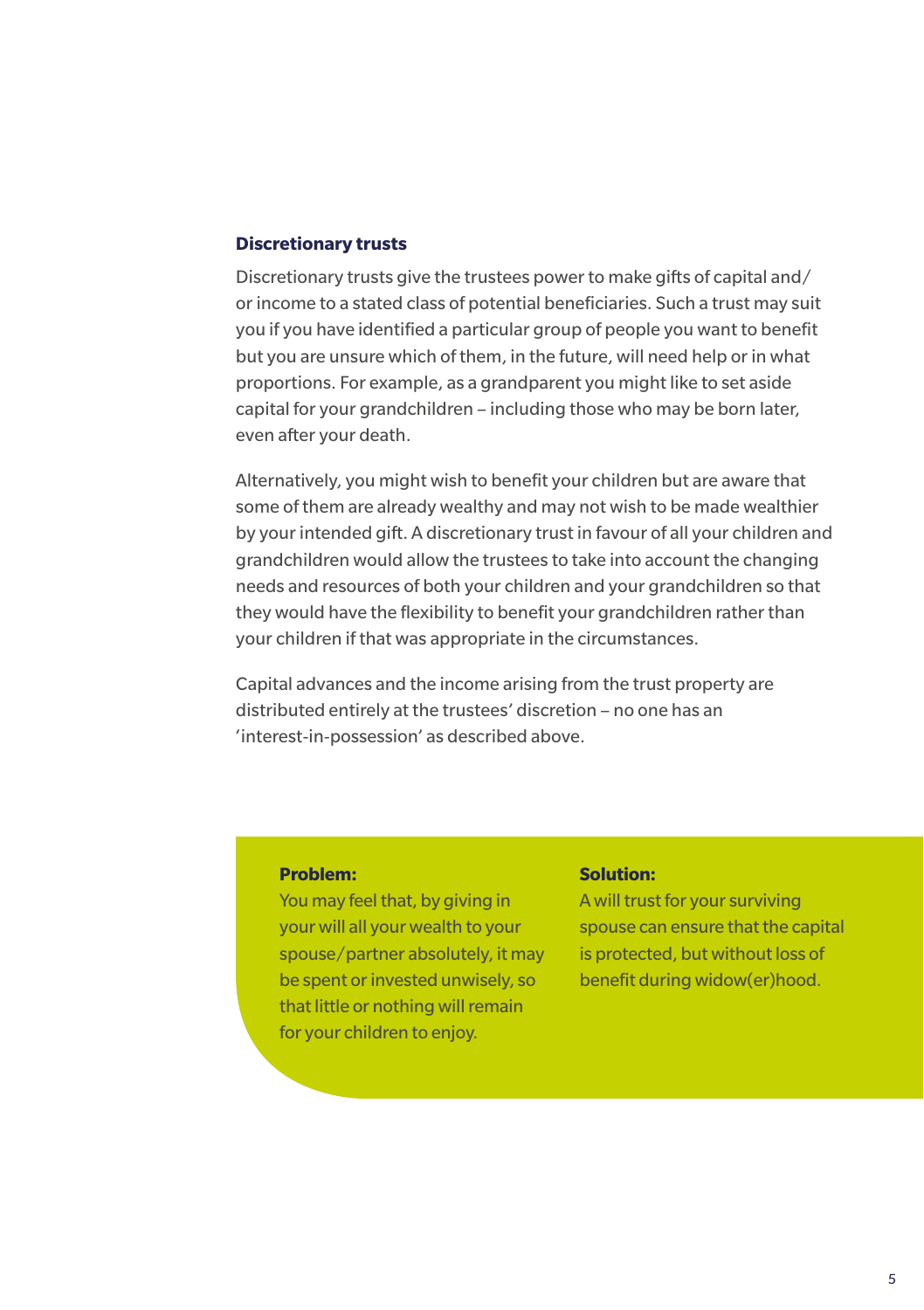### Discretionary trusts

Discretionary trusts give the trustees power to make gifts of capital and/or income to a stated class of potential beneficiaries. Such a trust may suit you if you have identified a particular group of people you want to benefit but you are unsure which of them, in the future, will need help or in what proportions. For example, as a grandparent you might like to set aside capital for your grandchildren – including those who may be born later, even after your death.

Alternatively, you might wish to benefit your children but are aware that some of them are already wealthy and may not wish to be made wealthier by your intended gift. A discretionary trust in favour of all your children and grandchildren would allow the trustees to take into account the changing needs and resources of both your children and your grandchildren so that they would have the flexibility to benefit your grandchildren rather than your children if that was appropriate in the circumstances.

Capital advances and the income arising from the trust property are distributed entirely at the trustees' discretion – no one has an 'interest-in-possession' as described above.

**Problem:**
You may feel that, by giving in your will all your wealth to your spouse/partner absolutely, it may be spent or invested unwisely, so that little or nothing will remain for your children to enjoy.

**Solution:**
A will trust for your surviving spouse can ensure that the capital is protected, but without loss of benefit during widow(er)hood.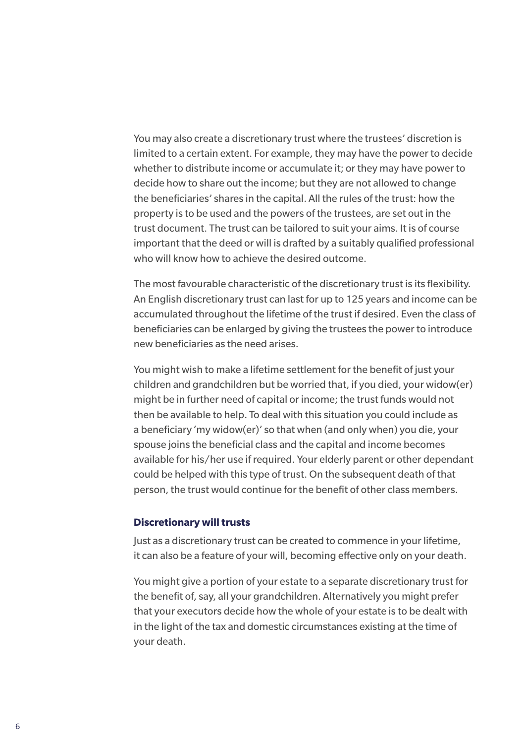You may also create a discretionary trust where the trustees' discretion is limited to a certain extent. For example, they may have the power to decide whether to distribute income or accumulate it; or they may have power to decide how to share out the income; but they are not allowed to change the beneficiaries' shares in the capital. All the rules of the trust: how the property is to be used and the powers of the trustees, are set out in the trust document. The trust can be tailored to suit your aims. It is of course important that the deed or will is drafted by a suitably qualified professional who will know how to achieve the desired outcome.

The most favourable characteristic of the discretionary trust is its flexibility. An English discretionary trust can last for up to 125 years and income can be accumulated throughout the lifetime of the trust if desired. Even the class of beneficiaries can be enlarged by giving the trustees the power to introduce new beneficiaries as the need arises.

You might wish to make a lifetime settlement for the benefit of just your children and grandchildren but be worried that, if you died, your widow(er) might be in further need of capital or income; the trust funds would not then be available to help. To deal with this situation you could include as a beneficiary 'my widow(er)' so that when (and only when) you die, your spouse joins the beneficial class and the capital and income becomes available for his/her use if required. Your elderly parent or other dependant could be helped with this type of trust. On the subsequent death of that person, the trust would continue for the benefit of other class members.

### Discretionary will trusts

Just as a discretionary trust can be created to commence in your lifetime, it can also be a feature of your will, becoming effective only on your death.

You might give a portion of your estate to a separate discretionary trust for the benefit of, say, all your grandchildren. Alternatively you might prefer that your executors decide how the whole of your estate is to be dealt with in the light of the tax and domestic circumstances existing at the time of your death.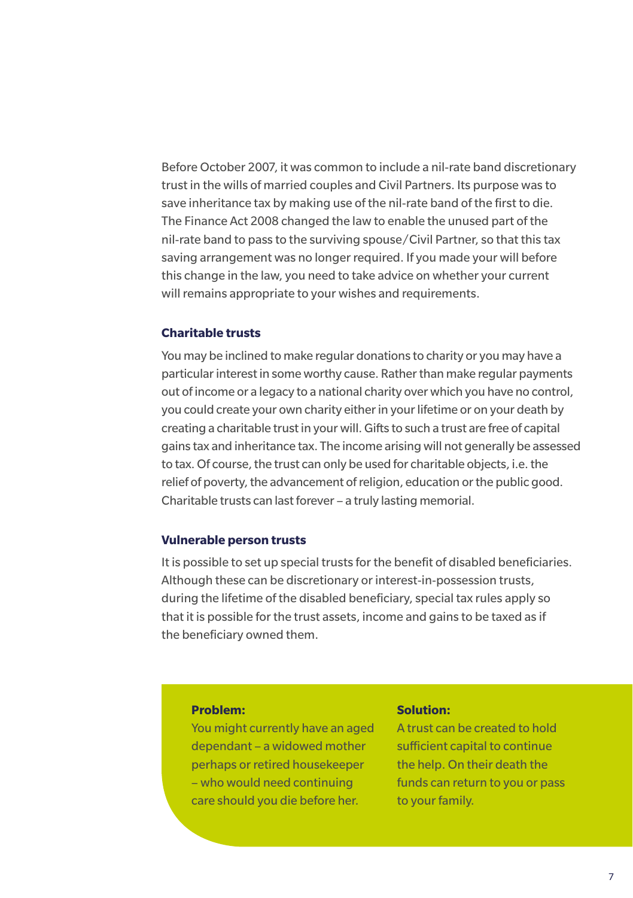Before October 2007, it was common to include a nil-rate band discretionary trust in the wills of married couples and Civil Partners. Its purpose was to save inheritance tax by making use of the nil-rate band of the first to die. The Finance Act 2008 changed the law to enable the unused part of the nil-rate band to pass to the surviving spouse/Civil Partner, so that this tax saving arrangement was no longer required. If you made your will before this change in the law, you need to take advice on whether your current will remains appropriate to your wishes and requirements.

### Charitable trusts

You may be inclined to make regular donations to charity or you may have a particular interest in some worthy cause. Rather than make regular payments out of income or a legacy to a national charity over which you have no control, you could create your own charity either in your lifetime or on your death by creating a charitable trust in your will. Gifts to such a trust are free of capital gains tax and inheritance tax. The income arising will not generally be assessed to tax. Of course, the trust can only be used for charitable objects, i.e. the relief of poverty, the advancement of religion, education or the public good. Charitable trusts can last forever – a truly lasting memorial.

### Vulnerable person trusts

It is possible to set up special trusts for the benefit of disabled beneficiaries. Although these can be discretionary or interest-in-possession trusts, during the lifetime of the disabled beneficiary, special tax rules apply so that it is possible for the trust assets, income and gains to be taxed as if the beneficiary owned them.

**Problem:**
You might currently have an aged dependant – a widowed mother perhaps or retired housekeeper – who would need continuing care should you die before her.

**Solution:**
A trust can be created to hold sufficient capital to continue the help. On their death the funds can return to you or pass to your family.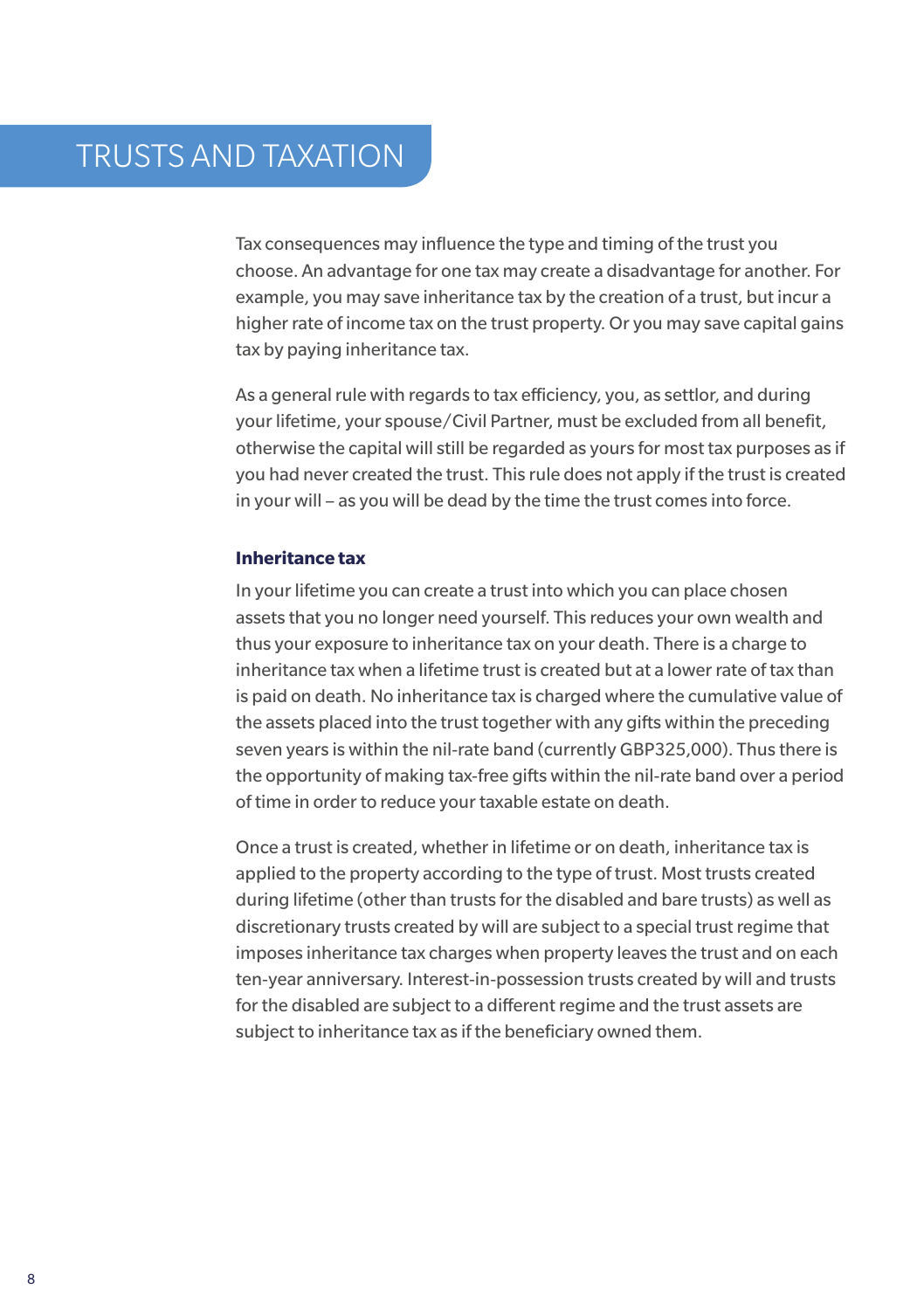# TRUSTS AND TAXATION

Tax consequences may influence the type and timing of the trust you choose. An advantage for one tax may create a disadvantage for another. For example, you may save inheritance tax by the creation of a trust, but incur a higher rate of income tax on the trust property. Or you may save capital gains tax by paying inheritance tax.

As a general rule with regards to tax efficiency, you, as settlor, and during your lifetime, your spouse/Civil Partner, must be excluded from all benefit, otherwise the capital will still be regarded as yours for most tax purposes as if you had never created the trust. This rule does not apply if the trust is created in your will – as you will be dead by the time the trust comes into force.

### Inheritance tax

In your lifetime you can create a trust into which you can place chosen assets that you no longer need yourself. This reduces your own wealth and thus your exposure to inheritance tax on your death. There is a charge to inheritance tax when a lifetime trust is created but at a lower rate of tax than is paid on death. No inheritance tax is charged where the cumulative value of the assets placed into the trust together with any gifts within the preceding seven years is within the nil-rate band (currently GBP325,000). Thus there is the opportunity of making tax-free gifts within the nil-rate band over a period of time in order to reduce your taxable estate on death.

Once a trust is created, whether in lifetime or on death, inheritance tax is applied to the property according to the type of trust. Most trusts created during lifetime (other than trusts for the disabled and bare trusts) as well as discretionary trusts created by will are subject to a special trust regime that imposes inheritance tax charges when property leaves the trust and on each ten-year anniversary. Interest-in-possession trusts created by will and trusts for the disabled are subject to a different regime and the trust assets are subject to inheritance tax as if the beneficiary owned them.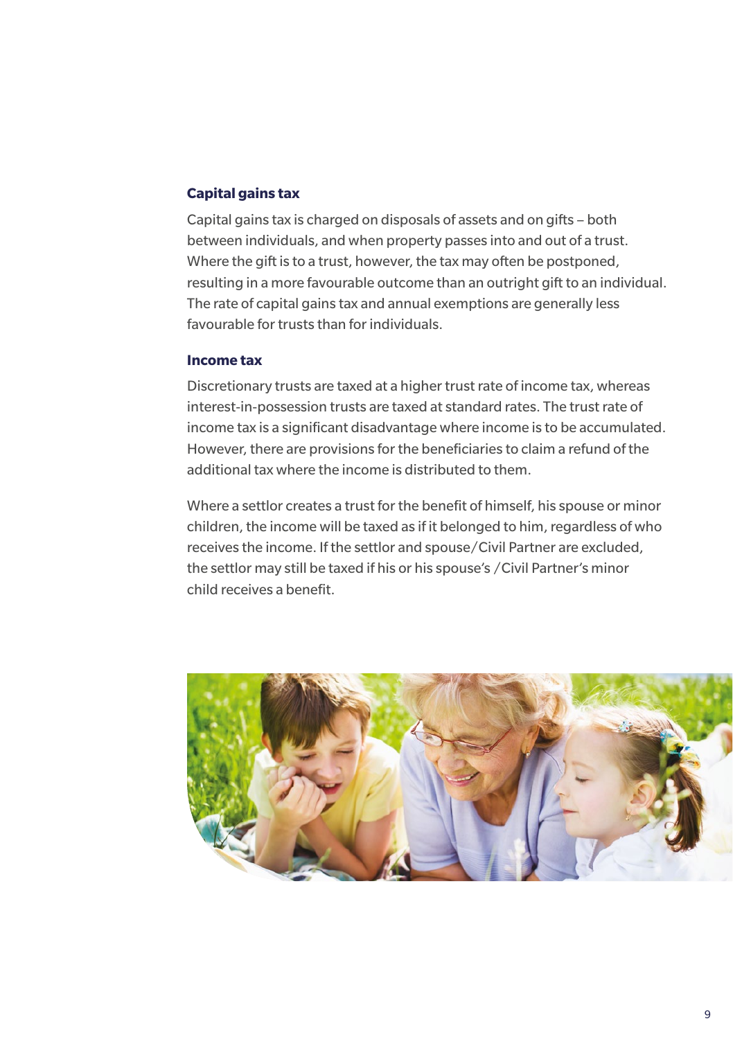### Capital gains tax

Capital gains tax is charged on disposals of assets and on gifts – both between individuals, and when property passes into and out of a trust. Where the gift is to a trust, however, the tax may often be postponed, resulting in a more favourable outcome than an outright gift to an individual. The rate of capital gains tax and annual exemptions are generally less favourable for trusts than for individuals.

### Income tax

Discretionary trusts are taxed at a higher trust rate of income tax, whereas interest-in-possession trusts are taxed at standard rates. The trust rate of income tax is a significant disadvantage where income is to be accumulated. However, there are provisions for the beneficiaries to claim a refund of the additional tax where the income is distributed to them.

Where a settlor creates a trust for the benefit of himself, his spouse or minor children, the income will be taxed as if it belonged to him, regardless of who receives the income. If the settlor and spouse/Civil Partner are excluded, the settlor may still be taxed if his or his spouse's /Civil Partner's minor child receives a benefit.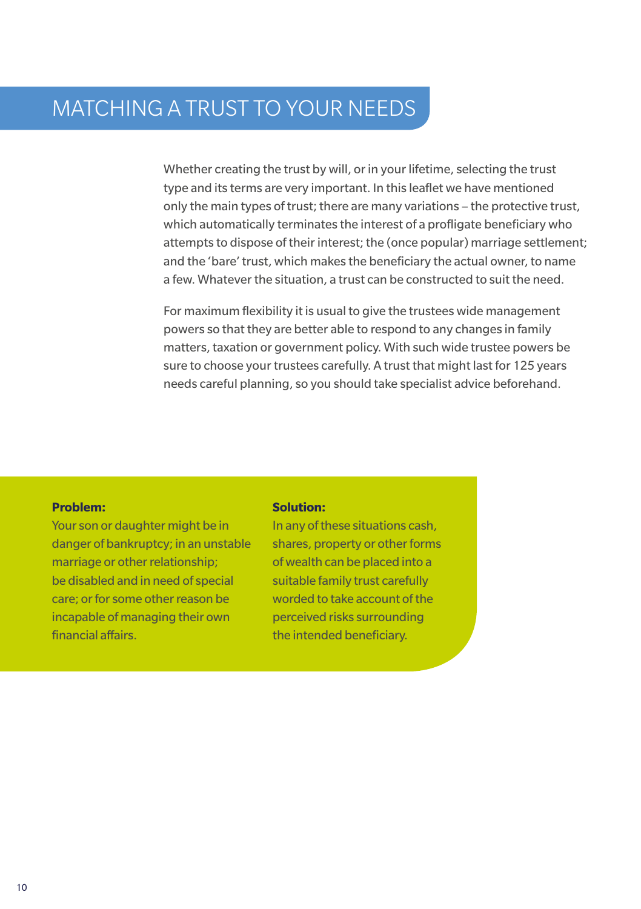# MATCHING A TRUST TO YOUR NEEDS

Whether creating the trust by will, or in your lifetime, selecting the trust type and its terms are very important. In this leaflet we have mentioned only the main types of trust; there are many variations – the protective trust, which automatically terminates the interest of a profligate beneficiary who attempts to dispose of their interest; the (once popular) marriage settlement; and the 'bare' trust, which makes the beneficiary the actual owner, to name a few. Whatever the situation, a trust can be constructed to suit the need.

For maximum flexibility it is usual to give the trustees wide management powers so that they are better able to respond to any changes in family matters, taxation or government policy. With such wide trustee powers be sure to choose your trustees carefully. A trust that might last for 125 years needs careful planning, so you should take specialist advice beforehand.

**Problem:**
Your son or daughter might be in danger of bankruptcy; in an unstable marriage or other relationship; be disabled and in need of special care; or for some other reason be incapable of managing their own financial affairs.

**Solution:**
In any of these situations cash, shares, property or other forms of wealth can be placed into a suitable family trust carefully worded to take account of the perceived risks surrounding the intended beneficiary.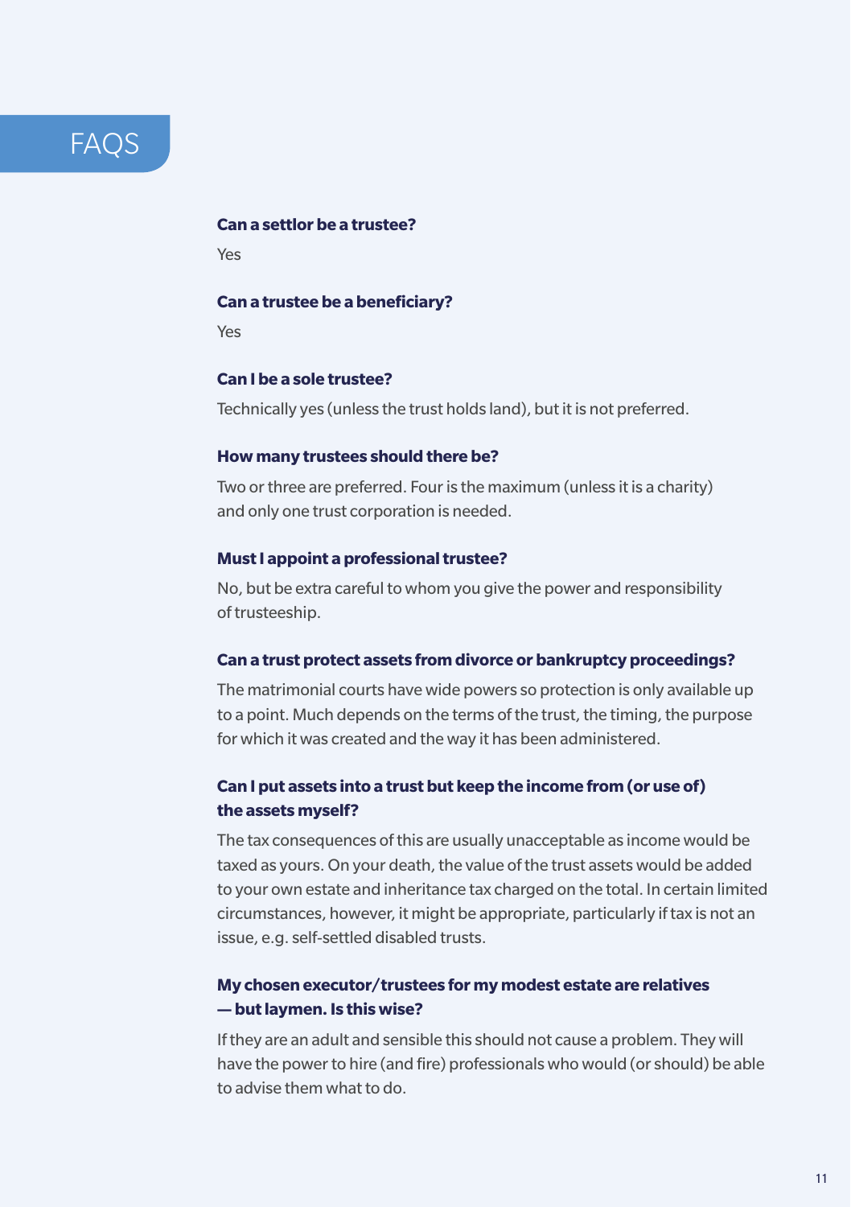# FAQS

**Can a settlor be a trustee?**

Yes

**Can a trustee be a beneficiary?**

Yes

**Can I be a sole trustee?**

Technically yes (unless the trust holds land), but it is not preferred.

**How many trustees should there be?**

Two or three are preferred. Four is the maximum (unless it is a charity) and only one trust corporation is needed.

**Must I appoint a professional trustee?**

No, but be extra careful to whom you give the power and responsibility of trusteeship.

**Can a trust protect assets from divorce or bankruptcy proceedings?**

The matrimonial courts have wide powers so protection is only available up to a point. Much depends on the terms of the trust, the timing, the purpose for which it was created and the way it has been administered.

**Can I put assets into a trust but keep the income from (or use of) the assets myself?**

The tax consequences of this are usually unacceptable as income would be taxed as yours. On your death, the value of the trust assets would be added to your own estate and inheritance tax charged on the total. In certain limited circumstances, however, it might be appropriate, particularly if tax is not an issue, e.g. self-settled disabled trusts.

**My chosen executor/trustees for my modest estate are relatives — but laymen. Is this wise?**

If they are an adult and sensible this should not cause a problem. They will have the power to hire (and fire) professionals who would (or should) be able to advise them what to do.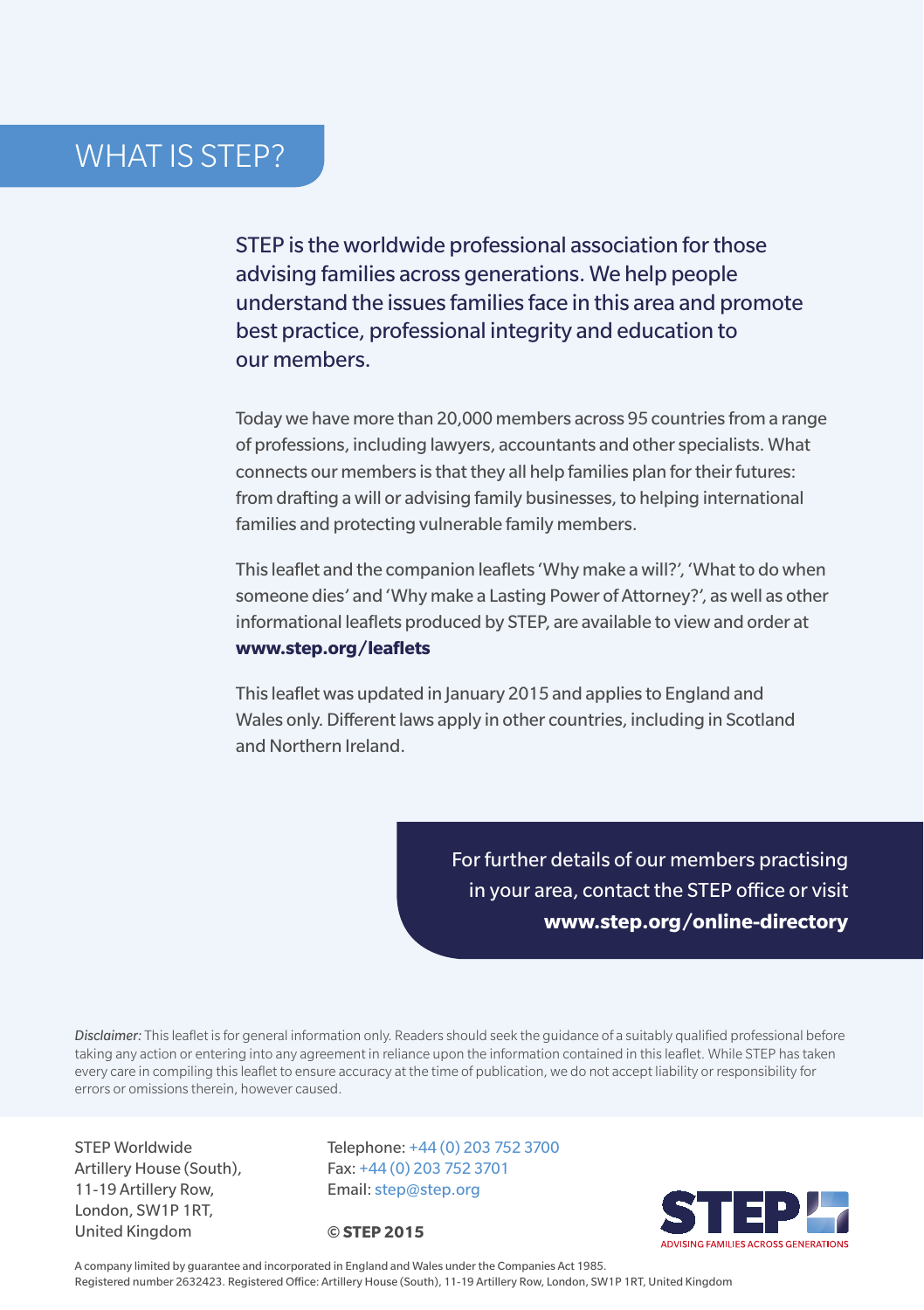# WHAT IS STEP?

STEP is the worldwide professional association for those advising families across generations. We help people understand the issues families face in this area and promote best practice, professional integrity and education to our members.

Today we have more than 20,000 members across 95 countries from a range of professions, including lawyers, accountants and other specialists. What connects our members is that they all help families plan for their futures: from drafting a will or advising family businesses, to helping international families and protecting vulnerable family members.

This leaflet and the companion leaflets 'Why make a will?', 'What to do when someone dies' and 'Why make a Lasting Power of Attorney?', as well as other informational leaflets produced by STEP, are available to view and order at **www.step.org/leaflets**

This leaflet was updated in January 2015 and applies to England and Wales only. Different laws apply in other countries, including in Scotland and Northern Ireland.

For further details of our members practising in your area, contact the STEP office or visit **www.step.org/online-directory**

*Disclaimer:* This leaflet is for general information only. Readers should seek the guidance of a suitably qualified professional before taking any action or entering into any agreement in reliance upon the information contained in this leaflet. While STEP has taken every care in compiling this leaflet to ensure accuracy at the time of publication, we do not accept liability or responsibility for errors or omissions therein, however caused.

STEP Worldwide
Artillery House (South),
11-19 Artillery Row,
London, SW1P 1RT,
United Kingdom

Telephone: +44 (0) 203 752 3700
Fax: +44 (0) 203 752 3701
Email: step@step.org

**© STEP 2015**

STEP
ADVISING FAMILIES ACROSS GENERATIONS

A company limited by guarantee and incorporated in England and Wales under the Companies Act 1985.
Registered number 2632423. Registered Office: Artillery House (South), 11-19 Artillery Row, London, SW1P 1RT, United Kingdom